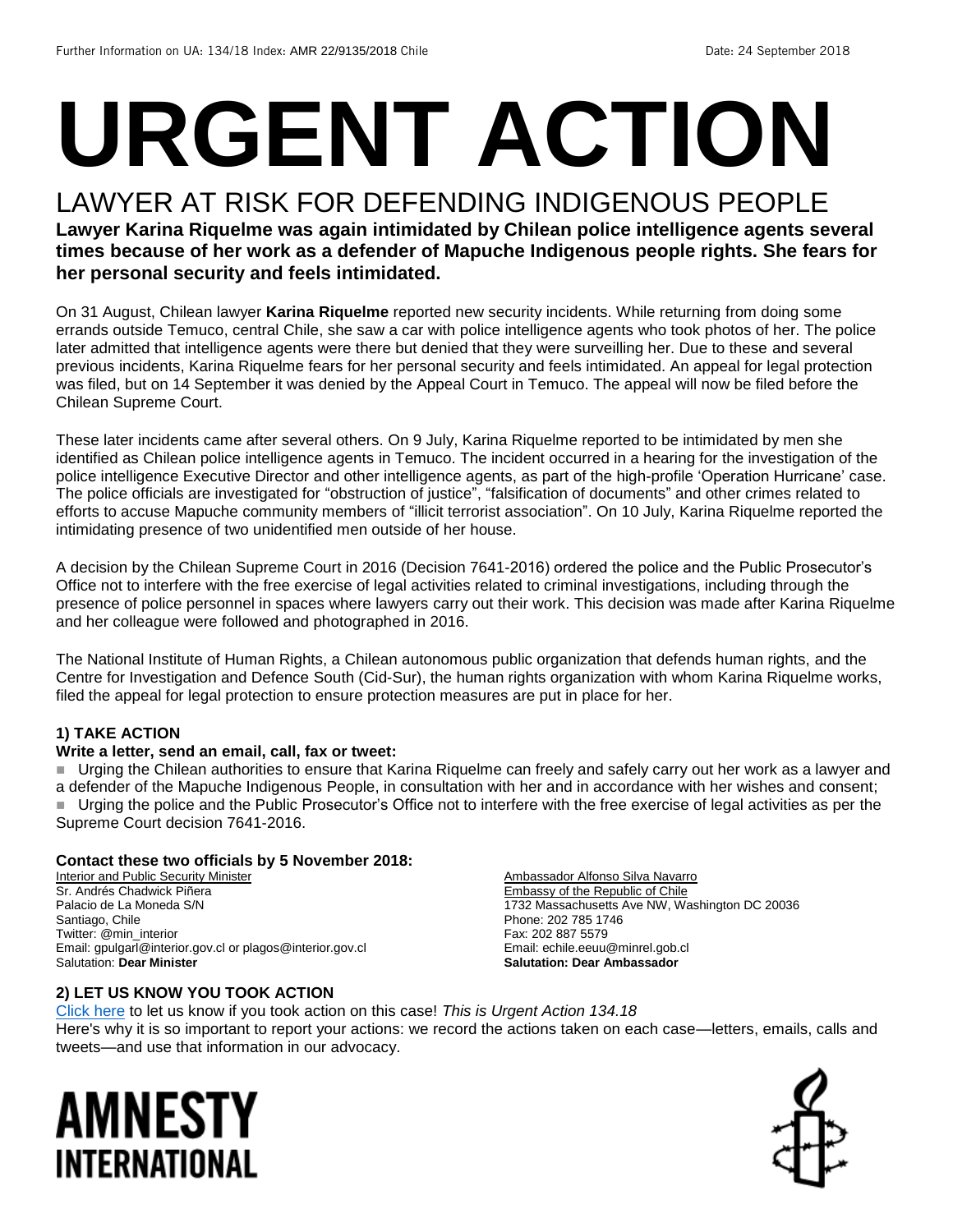Further Information on UA: 134/18 Index: AMR 22/9135/2018 Chile Date: 24 September 2018

# URGENT ACTION

## LAWYER AT RISK FOR DEFENDING INDIGENOUS PEOPLE

**Lawyer Karina Riquelme was again intimidated by Chilean police intelligence agents several times because of her work as a defender of Mapuche Indigenous people rights. She fears for her personal security and feels intimidated.**

On 31 August, Chilean lawyer **Karina Riquelme** reported new security incidents. While returning from doing some errands outside Temuco, central Chile, she saw a car with police intelligence agents who took photos of her. The police later admitted that intelligence agents were there but denied that they were surveilling her. Due to these and several previous incidents, Karina Riquelme fears for her personal security and feels intimidated. An appeal for legal protection was filed, but on 14 September it was denied by the Appeal Court in Temuco. The appeal will now be filed before the Chilean Supreme Court.

These later incidents came after several others. On 9 July, Karina Riquelme reported to be intimidated by men she identified as Chilean police intelligence agents in Temuco. The incident occurred in a hearing for the investigation of the police intelligence Executive Director and other intelligence agents, as part of the high-profile 'Operation Hurricane' case. The police officials are investigated for "obstruction of justice", "falsification of documents" and other crimes related to efforts to accuse Mapuche community members of "illicit terrorist association". On 10 July, Karina Riquelme reported the intimidating presence of two unidentified men outside of her house.

A decision by the Chilean Supreme Court in 2016 (Decision 7641-2016) ordered the police and the Public Prosecutor's Office not to interfere with the free exercise of legal activities related to criminal investigations, including through the presence of police personnel in spaces where lawyers carry out their work. This decision was made after Karina Riquelme and her colleague were followed and photographed in 2016.

The National Institute of Human Rights, a Chilean autonomous public organization that defends human rights, and the Centre for Investigation and Defence South (Cid-Sur), the human rights organization with whom Karina Riquelme works, filed the appeal for legal protection to ensure protection measures are put in place for her.

### 1) TAKE ACTION

**Write a letter, send an email, call, fax or tweet:**

- Urging the Chilean authorities to ensure that Karina Riquelme can freely and safely carry out her work as a lawyer and a defender of the Mapuche Indigenous People, in consultation with her and in accordance with her wishes and consent;
- Urging the police and the Public Prosecutor's Office not to interfere with the free exercise of legal activities as per the Supreme Court decision 7641-2016.

**Contact these two officials by 5 November 2018:**

Interior and Public Security Minister
Sr. Andrés Chadwick Piñera
Palacio de La Moneda S/N
Santiago, Chile
Twitter: @min_interior
Email: gpulgarl@interior.gov.cl or plagos@interior.gov.cl
Salutation: **Dear Minister**

Ambassador Alfonso Silva Navarro
Embassy of the Republic of Chile
1732 Massachusetts Ave NW, Washington DC 20036
Phone: 202 785 1746
Fax: 202 887 5579
Email: echile.eeuu@minrel.gob.cl
**Salutation: Dear Ambassador**

### 2) LET US KNOW YOU TOOK ACTION

Click here to let us know if you took action on this case! *This is Urgent Action 134.18*
Here's why it is so important to report your actions: we record the actions taken on each case—letters, emails, calls and tweets—and use that information in our advocacy.

**AMNESTY INTERNATIONAL**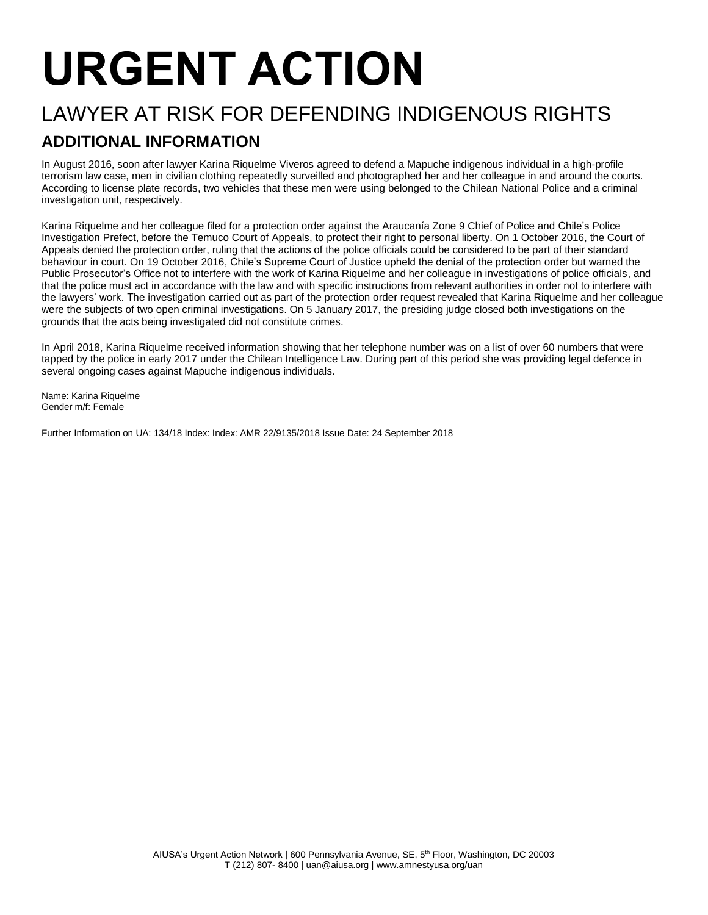# URGENT ACTION

## LAWYER AT RISK FOR DEFENDING INDIGENOUS RIGHTS

### ADDITIONAL INFORMATION

In August 2016, soon after lawyer Karina Riquelme Viveros agreed to defend a Mapuche indigenous individual in a high-profile terrorism law case, men in civilian clothing repeatedly surveilled and photographed her and her colleague in and around the courts. According to license plate records, two vehicles that these men were using belonged to the Chilean National Police and a criminal investigation unit, respectively.

Karina Riquelme and her colleague filed for a protection order against the Araucanía Zone 9 Chief of Police and Chile's Police Investigation Prefect, before the Temuco Court of Appeals, to protect their right to personal liberty. On 1 October 2016, the Court of Appeals denied the protection order, ruling that the actions of the police officials could be considered to be part of their standard behaviour in court. On 19 October 2016, Chile's Supreme Court of Justice upheld the denial of the protection order but warned the Public Prosecutor's Office not to interfere with the work of Karina Riquelme and her colleague in investigations of police officials, and that the police must act in accordance with the law and with specific instructions from relevant authorities in order not to interfere with the lawyers' work. The investigation carried out as part of the protection order request revealed that Karina Riquelme and her colleague were the subjects of two open criminal investigations. On 5 January 2017, the presiding judge closed both investigations on the grounds that the acts being investigated did not constitute crimes.

In April 2018, Karina Riquelme received information showing that her telephone number was on a list of over 60 numbers that were tapped by the police in early 2017 under the Chilean Intelligence Law. During part of this period she was providing legal defence in several ongoing cases against Mapuche indigenous individuals.

Name: Karina Riquelme
Gender m/f: Female

Further Information on UA: 134/18 Index: Index: AMR 22/9135/2018 Issue Date: 24 September 2018

AIUSA's Urgent Action Network | 600 Pennsylvania Avenue, SE, 5th Floor, Washington, DC 20003
T (212) 807- 8400 | uan@aiusa.org | www.amnestyusa.org/uan